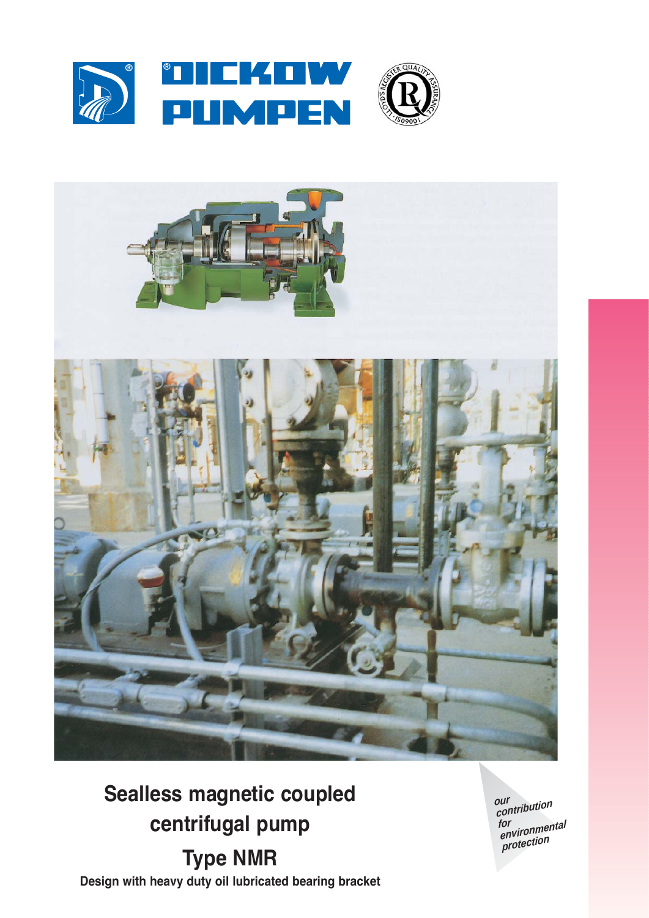DICKOW PUMPEN

# Sealless magnetic coupled centrifugal pump

# Type NMR

**Design with heavy duty oil lubricated bearing bracket**

*our contribution for environmental protection*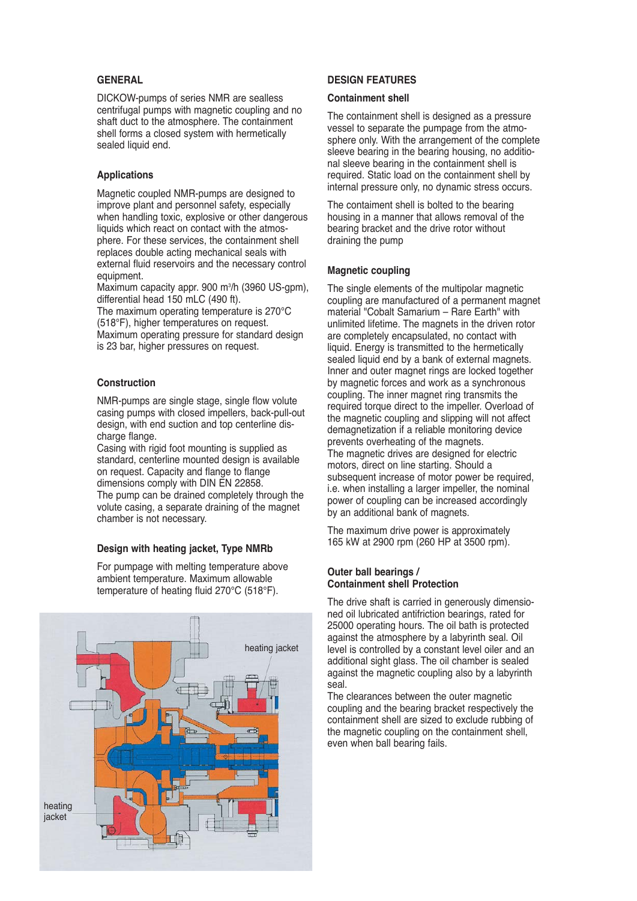## GENERAL

DICKOW-pumps of series NMR are sealless centrifugal pumps with magnetic coupling and no shaft duct to the atmosphere. The containment shell forms a closed system with hermetically sealed liquid end.

### Applications

Magnetic coupled NMR-pumps are designed to improve plant and personnel safety, especially when handling toxic, explosive or other dangerous liquids which react on contact with the atmosphere. For these services, the containment shell replaces double acting mechanical seals with external fluid reservoirs and the necessary control equipment.
Maximum capacity appr. 900 m³/h (3960 US-gpm), differential head 150 mLC (490 ft).
The maximum operating temperature is 270°C (518°F), higher temperatures on request.
Maximum operating pressure for standard design is 23 bar, higher pressures on request.

### Construction

NMR-pumps are single stage, single flow volute casing pumps with closed impellers, back-pull-out design, with end suction and top centerline discharge flange.
Casing with rigid foot mounting is supplied as standard, centerline mounted design is available on request. Capacity and flange to flange dimensions comply with DIN EN 22858.
The pump can be drained completely through the volute casing, a separate draining of the magnet chamber is not necessary.

### Design with heating jacket, Type NMRb

For pumpage with melting temperature above ambient temperature. Maximum allowable temperature of heating fluid 270°C (518°F).

heating jacket

heating jacket

## DESIGN FEATURES

### Containment shell

The containment shell is designed as a pressure vessel to separate the pumpage from the atmosphere only. With the arrangement of the complete sleeve bearing in the bearing housing, no additional sleeve bearing in the containment shell is required. Static load on the containment shell by internal pressure only, no dynamic stress occurs.

The containment shell is bolted to the bearing housing in a manner that allows removal of the bearing bracket and the drive rotor without draining the pump

### Magnetic coupling

The single elements of the multipolar magnetic coupling are manufactured of a permanent magnet material "Cobalt Samarium – Rare Earth" with unlimited lifetime. The magnets in the driven rotor are completely encapsulated, no contact with liquid. Energy is transmitted to the hermetically sealed liquid end by a bank of external magnets. Inner and outer magnet rings are locked together by magnetic forces and work as a synchronous coupling. The inner magnet ring transmits the required torque direct to the impeller. Overload of the magnetic coupling and slipping will not affect demagnetization if a reliable monitoring device prevents overheating of the magnets.
The magnetic drives are designed for electric motors, direct on line starting. Should a subsequent increase of motor power be required, i.e. when installing a larger impeller, the nominal power of coupling can be increased accordingly by an additional bank of magnets.

The maximum drive power is approximately 165 kW at 2900 rpm (260 HP at 3500 rpm).

### Outer ball bearings / Containment shell Protection

The drive shaft is carried in generously dimensioned oil lubricated antifriction bearings, rated for 25000 operating hours. The oil bath is protected against the atmosphere by a labyrinth seal. Oil level is controlled by a constant level oiler and an additional sight glass. The oil chamber is sealed against the magnetic coupling also by a labyrinth seal.
The clearances between the outer magnetic coupling and the bearing bracket respectively the containment shell are sized to exclude rubbing of the magnetic coupling on the containment shell, even when ball bearing fails.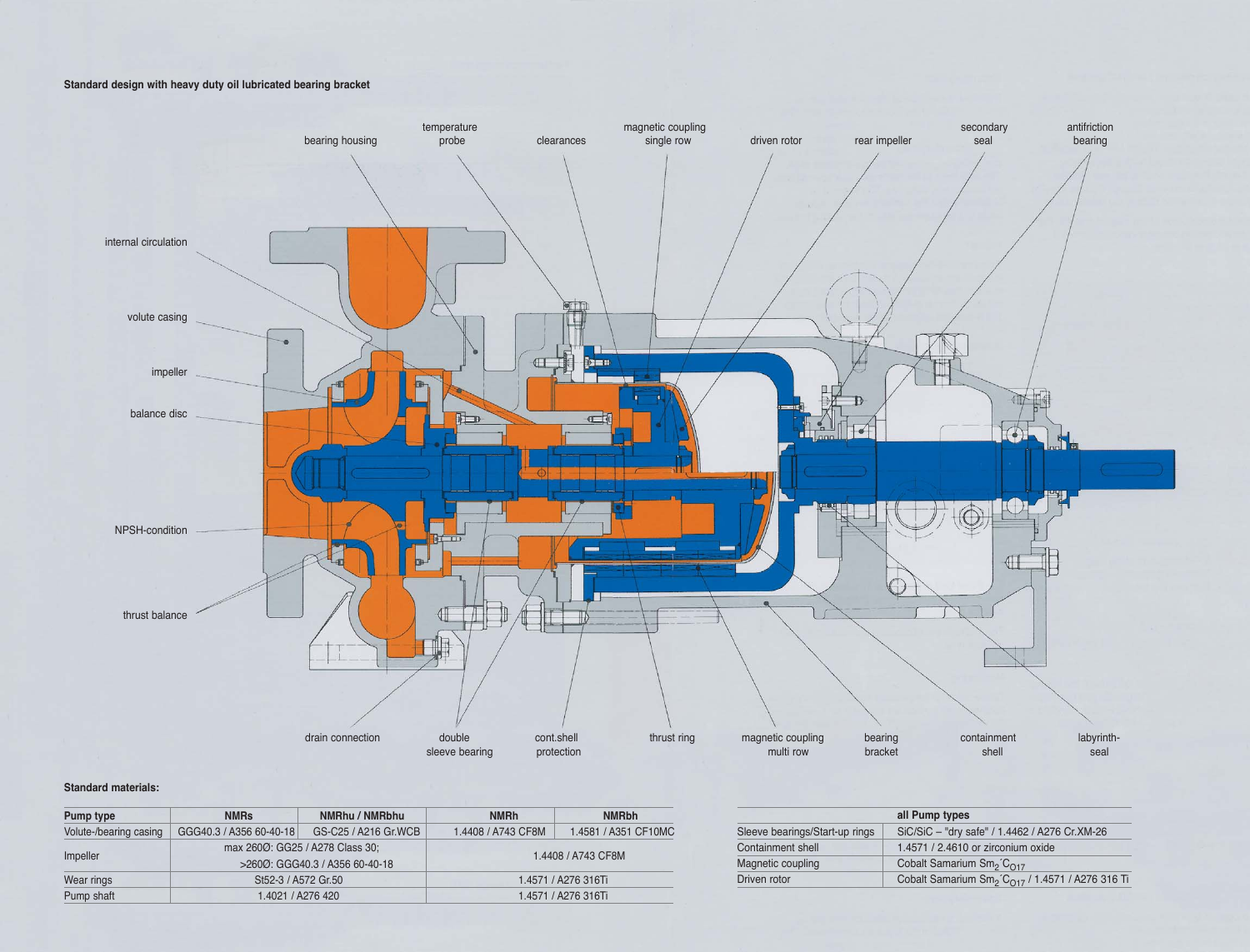Standard design with heavy duty oil lubricated bearing bracket

bearing housing, temperature probe, clearances, magnetic coupling single row, driven rotor, rear impeller, secondary seal, antifriction bearing, internal circulation, volute casing, impeller, balance disc, NPSH-condition, thrust balance, drain connection, double sleeve bearing, cont.shell protection, thrust ring, magnetic coupling multi row, bearing bracket, containment shell, labyrinth-seal

**Standard materials:**

| Pump type | NMRs | NMRhu / NMRbhu | NMRh | NMRbh |
|---|---|---|---|---|
| Volute-/bearing casing | GGG40.3 / A356 60-40-18 | GS-C25 / A216 Gr.WCB | 1.4408 / A743 CF8M | 1.4581 / A351 CF10MC |
| Impeller | max 260Ø: GG25 / A278 Class 30; >260Ø: GGG40.3 / A356 60-40-18 | | 1.4408 / A743 CF8M | |
| Wear rings | St52-3 / A572 Gr.50 | | 1.4571 / A276 316Ti | |
| Pump shaft | 1.4021 / A276 420 | | 1.4571 / A276 316Ti | |

| | all Pump types |
|---|---|
| Sleeve bearings/Start-up rings | SiC/SiC – "dry safe" / 1.4462 / A276 Cr.XM-26 |
| Containment shell | 1.4571 / 2.4610 or zirconium oxide |
| Magnetic coupling | Cobalt Samarium $Sm_2{}'C_{O17}$ |
| Driven rotor | Cobalt Samarium $Sm_2{}'C_{O17}$ / 1.4571 / A276 316 Ti |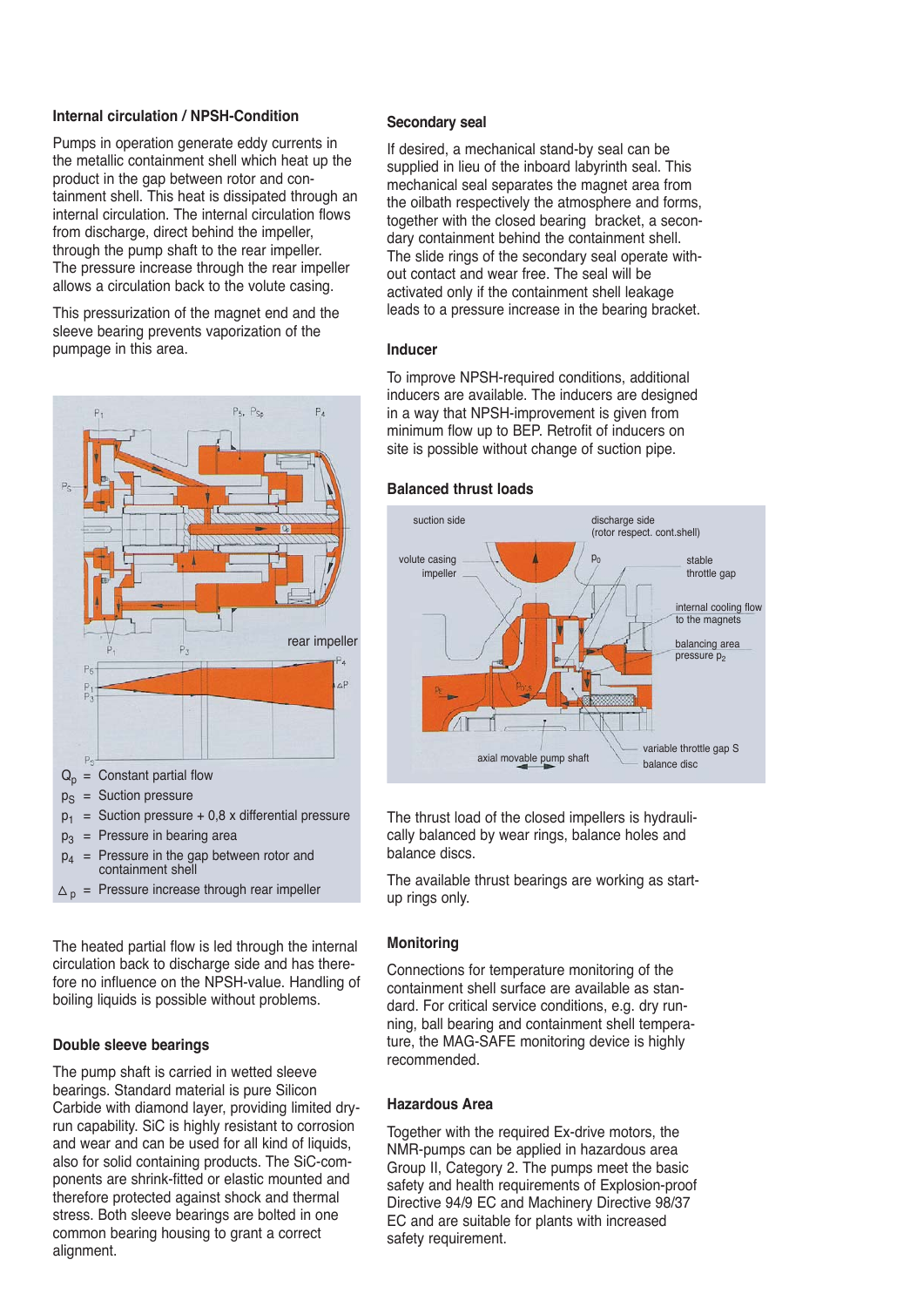### Internal circulation / NPSH-Condition

Pumps in operation generate eddy currents in the metallic containment shell which heat up the product in the gap between rotor and containment shell. This heat is dissipated through an internal circulation. The internal circulation flows from discharge, direct behind the impeller, through the pump shaft to the rear impeller. The pressure increase through the rear impeller allows a circulation back to the volute casing.

This pressurization of the magnet end and the sleeve bearing prevents vaporization of the pumpage in this area.

- $Q_p$ = Constant partial flow
- $p_S$ = Suction pressure
- $p_1$ = Suction pressure + 0,8 x differential pressure
- $p_3$ = Pressure in bearing area
- $p_4$ = Pressure in the gap between rotor and containment shell
- $\Delta_p$ = Pressure increase through rear impeller

The heated partial flow is led through the internal circulation back to discharge side and has therefore no influence on the NPSH-value. Handling of boiling liquids is possible without problems.

### Double sleeve bearings

The pump shaft is carried in wetted sleeve bearings. Standard material is pure Silicon Carbide with diamond layer, providing limited dry-run capability. SiC is highly resistant to corrosion and wear and can be used for all kind of liquids, also for solid containing products. The SiC-components are shrink-fitted or elastic mounted and therefore protected against shock and thermal stress. Both sleeve bearings are bolted in one common bearing housing to grant a correct alignment.

### Secondary seal

If desired, a mechanical stand-by seal can be supplied in lieu of the inboard labyrinth seal. This mechanical seal separates the magnet area from the oilbath respectively the atmosphere and forms, together with the closed bearing bracket, a secondary containment behind the containment shell. The slide rings of the secondary seal operate without contact and wear free. The seal will be activated only if the containment shell leakage leads to a pressure increase in the bearing bracket.

### Inducer

To improve NPSH-required conditions, additional inducers are available. The inducers are designed in a way that NPSH-improvement is given from minimum flow up to BEP. Retrofit of inducers on site is possible without change of suction pipe.

### Balanced thrust loads

The thrust load of the closed impellers is hydraulically balanced by wear rings, balance holes and balance discs.

The available thrust bearings are working as start-up rings only.

### Monitoring

Connections for temperature monitoring of the containment shell surface are available as standard. For critical service conditions, e.g. dry running, ball bearing and containment shell temperature, the MAG-SAFE monitoring device is highly recommended.

### Hazardous Area

Together with the required Ex-drive motors, the NMR-pumps can be applied in hazardous area Group II, Category 2. The pumps meet the basic safety and health requirements of Explosion-proof Directive 94/9 EC and Machinery Directive 98/37 EC and are suitable for plants with increased safety requirement.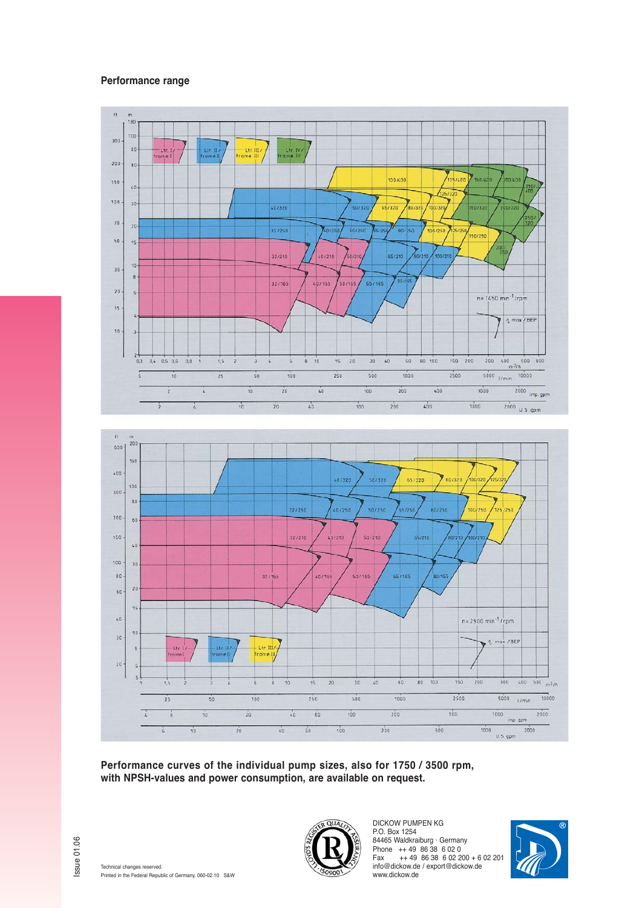## Performance range

ft m
130
100
300 80
200 60
150 40
100 30
70 20
50 15
30 10
8
20 6
15
4
10 3
2

Ltr. I/ frame I
Ltr. II/ frame II
Ltr. III/ frame III
Ltr. IV/ frame IV

100/400 125/400 150/400 200/400 250/400
125/320
40/320 50/320 65/320 80/320 100/320 150/320 200/320 250/320
32/250 40/250 50/250 65/250 80/250 100/250 125/250 150/250 200/250
32/210 40/210 50/210 65/210 80/210 100/210
32/165 40/165 50/165 65/165 80/165

n= 1450 min⁻¹/rpm

η max / BEP

0,3 0,4 0,5 0,6 0,8 1 1,5 2 3 4 6 8 10 15 20 30 40 60 80 100 150 200 300 400 600 800 m³/h

5 10 25 50 100 250 500 1000 2500 5000 l/min 10000

2 4 10 20 40 100 200 400 1000 2000 imp. gpm

2 4 10 20 40 100 200 400 1000 2000 U.S. gpm

ft m
600 200
150
400 100
300 80
200 60
150 40
100 30
80 20
60 15
40 10
30 8
20 6
5

40/320 50/320 65/320 80/320 100/320 125/320
32/250 40/250 50/250 65/250 80/250 100/250 125/250
32/210 40/210 50/210 65/210 80/210 100/210
32/165 40/165 50/165 65/165 80/165

n= 2900 min⁻¹/rpm

η max / BEP

Ltr. I/ frame I
Ltr. II/ frame II
Ltr. III/ frame III

1 1,5 2 3 4 6 8 10 15 20 30 40 60 80 100 150 200 300 400 500 m³/h

25 50 100 250 500 1000 2500 5000 l/min 10000

4 8 10 20 40 60 100 200 500 1000 imp. gpm 2000

6 10 20 40 50 100 200 500 1000 U.S. gpm 2000

**Performance curves of the individual pump sizes, also for 1750 / 3500 rpm, with NPSH-values and power consumption, are available on request.**

Issue 01.06

Technical changes reserved.
Printed in the Federal Republic of Germany. 060-02.10 S&W

LLOYD'S REGISTER QUALITY ASSURANCE ISO9001

DICKOW PUMPEN KG
P.O. Box 1254
84465 Waldkraiburg · Germany
Phone ++ 49 86 38 6 02 0
Fax ++ 49 86 38 6 02 200 + 6 02 201
info@dickow.de / export@dickow.de
www.dickow.de